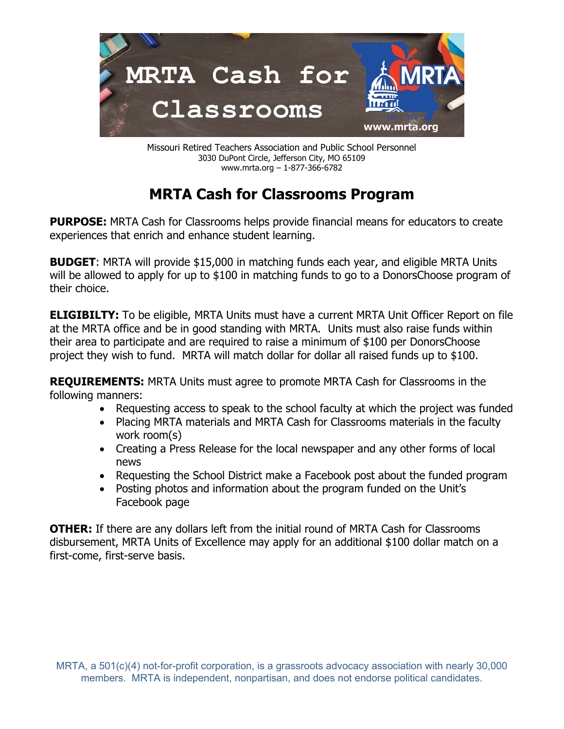MRTA Cash for Classrooms

Missouri Retired Teachers Association and Public School Personnel
3030 DuPont Circle, Jefferson City, MO 65109
www.mrta.org – 1-877-366-6782

# MRTA Cash for Classrooms Program

**PURPOSE:** MRTA Cash for Classrooms helps provide financial means for educators to create experiences that enrich and enhance student learning.

**BUDGET**: MRTA will provide $15,000 in matching funds each year, and eligible MRTA Units will be allowed to apply for up to $100 in matching funds to go to a DonorsChoose program of their choice.

**ELIGIBILTY:** To be eligible, MRTA Units must have a current MRTA Unit Officer Report on file at the MRTA office and be in good standing with MRTA. Units must also raise funds within their area to participate and are required to raise a minimum of $100 per DonorsChoose project they wish to fund. MRTA will match dollar for dollar all raised funds up to $100.

**REQUIREMENTS:** MRTA Units must agree to promote MRTA Cash for Classrooms in the following manners:

- Requesting access to speak to the school faculty at which the project was funded
- Placing MRTA materials and MRTA Cash for Classrooms materials in the faculty work room(s)
- Creating a Press Release for the local newspaper and any other forms of local news
- Requesting the School District make a Facebook post about the funded program
- Posting photos and information about the program funded on the Unit's Facebook page

**OTHER:** If there are any dollars left from the initial round of MRTA Cash for Classrooms disbursement, MRTA Units of Excellence may apply for an additional $100 dollar match on a first-come, first-serve basis.

MRTA, a 501(c)(4) not-for-profit corporation, is a grassroots advocacy association with nearly 30,000 members. MRTA is independent, nonpartisan, and does not endorse political candidates.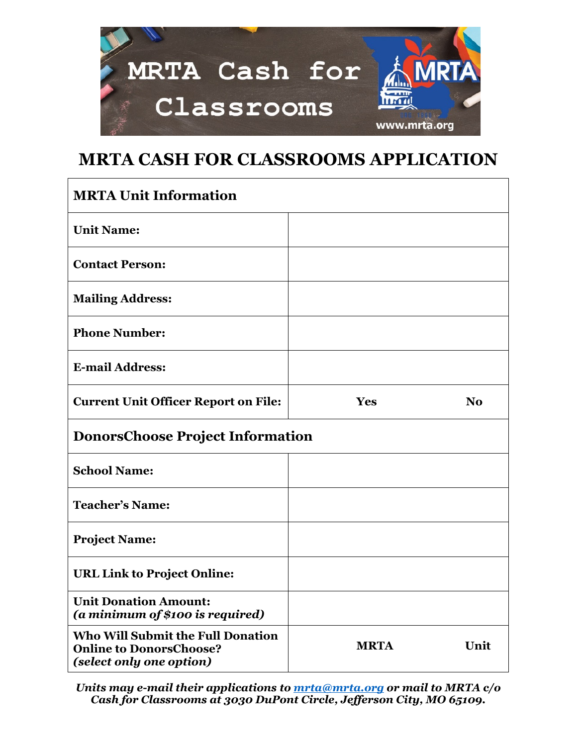# MRTA Cash for Classrooms

## MRTA CASH FOR CLASSROOMS APPLICATION

| **MRTA Unit Information** | | |
|---|---|---|
| **Unit Name:** | | |
| **Contact Person:** | | |
| **Mailing Address:** | | |
| **Phone Number:** | | |
| **E-mail Address:** | | |
| **Current Unit Officer Report on File:** | **Yes** | **No** |
| **DonorsChoose Project Information** | | |
| **School Name:** | | |
| **Teacher's Name:** | | |
| **Project Name:** | | |
| **URL Link to Project Online:** | | |
| **Unit Donation Amount:** ***(a minimum of $100 is required)*** | | |
| **Who Will Submit the Full Donation Online to DonorsChoose?** ***(select only one option)*** | **MRTA** | **Unit** |

***Units may e-mail their applications to [mrta@mrta.org](mailto:mrta@mrta.org) or mail to MRTA c/o Cash for Classrooms at 3030 DuPont Circle, Jefferson City, MO 65109.***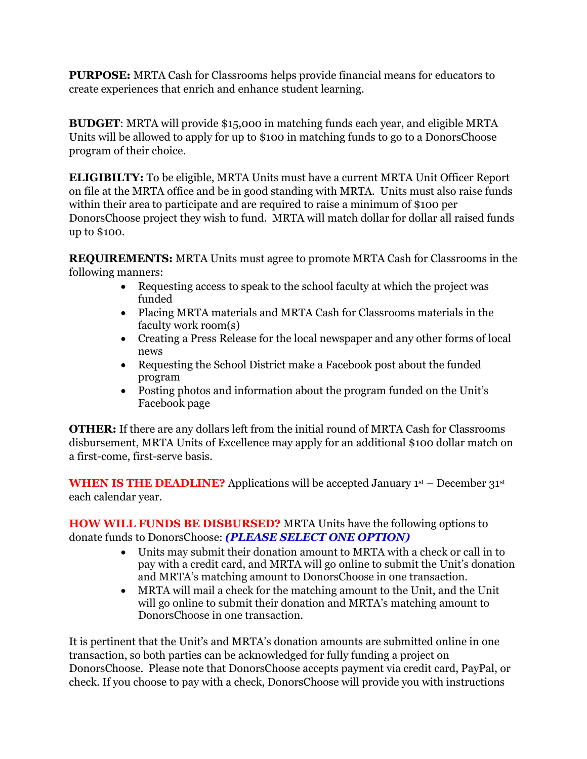**PURPOSE:** MRTA Cash for Classrooms helps provide financial means for educators to create experiences that enrich and enhance student learning.

**BUDGET**: MRTA will provide $15,000 in matching funds each year, and eligible MRTA Units will be allowed to apply for up to $100 in matching funds to go to a DonorsChoose program of their choice.

**ELIGIBILTY:** To be eligible, MRTA Units must have a current MRTA Unit Officer Report on file at the MRTA office and be in good standing with MRTA. Units must also raise funds within their area to participate and are required to raise a minimum of $100 per DonorsChoose project they wish to fund. MRTA will match dollar for dollar all raised funds up to $100.

**REQUIREMENTS:** MRTA Units must agree to promote MRTA Cash for Classrooms in the following manners:

- Requesting access to speak to the school faculty at which the project was funded
- Placing MRTA materials and MRTA Cash for Classrooms materials in the faculty work room(s)
- Creating a Press Release for the local newspaper and any other forms of local news
- Requesting the School District make a Facebook post about the funded program
- Posting photos and information about the program funded on the Unit's Facebook page

**OTHER:** If there are any dollars left from the initial round of MRTA Cash for Classrooms disbursement, MRTA Units of Excellence may apply for an additional $100 dollar match on a first-come, first-serve basis.

**WHEN IS THE DEADLINE?** Applications will be accepted January 1st – December 31st each calendar year.

**HOW WILL FUNDS BE DISBURSED?** MRTA Units have the following options to donate funds to DonorsChoose: ***(PLEASE SELECT ONE OPTION)***

- Units may submit their donation amount to MRTA with a check or call in to pay with a credit card, and MRTA will go online to submit the Unit's donation and MRTA's matching amount to DonorsChoose in one transaction.
- MRTA will mail a check for the matching amount to the Unit, and the Unit will go online to submit their donation and MRTA's matching amount to DonorsChoose in one transaction.

It is pertinent that the Unit's and MRTA's donation amounts are submitted online in one transaction, so both parties can be acknowledged for fully funding a project on DonorsChoose. Please note that DonorsChoose accepts payment via credit card, PayPal, or check. If you choose to pay with a check, DonorsChoose will provide you with instructions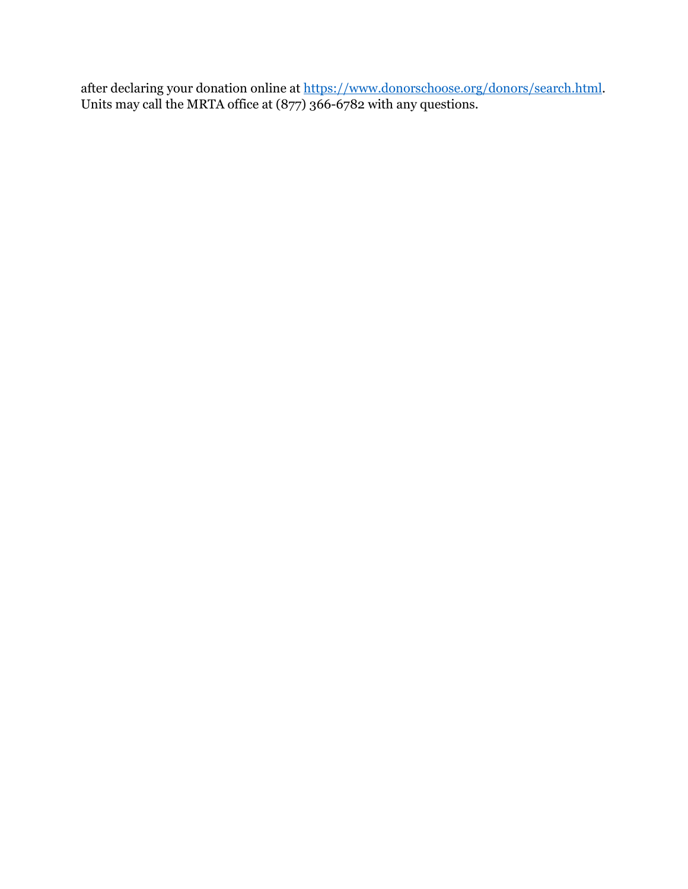after declaring your donation online at [https://www.donorschoose.org/donors/search.html](https://www.donorschoose.org/donors/search.html). Units may call the MRTA office at (877) 366-6782 with any questions.